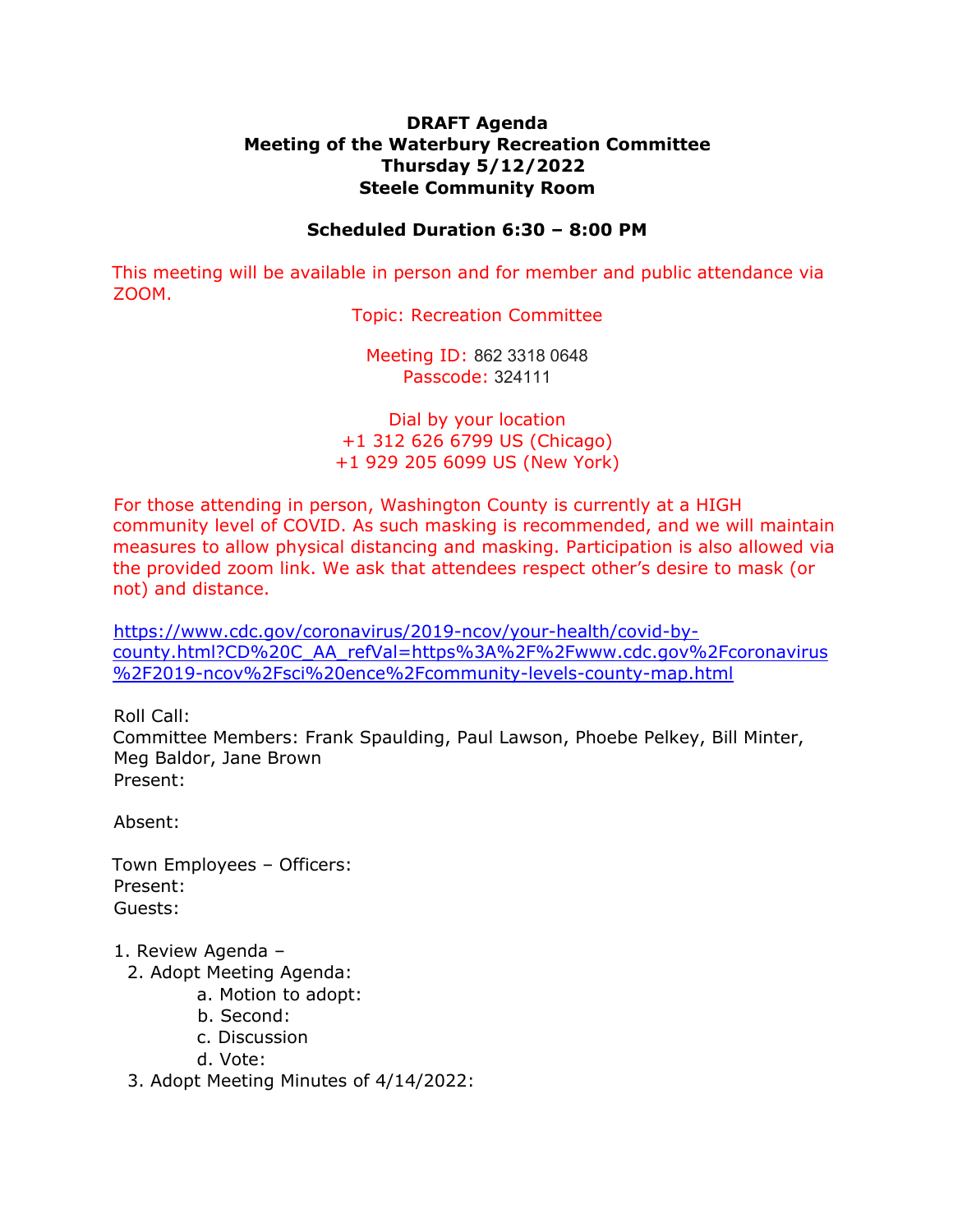**DRAFT Agenda**
**Meeting of the Waterbury Recreation Committee**
**Thursday 5/12/2022**
**Steele Community Room**

**Scheduled Duration 6:30 – 8:00 PM**

This meeting will be available in person and for member and public attendance via ZOOM.

Topic: Recreation Committee

Meeting ID: 862 3318 0648
Passcode: 324111

Dial by your location
+1 312 626 6799 US (Chicago)
+1 929 205 6099 US (New York)

For those attending in person, Washington County is currently at a HIGH community level of COVID. As such masking is recommended, and we will maintain measures to allow physical distancing and masking. Participation is also allowed via the provided zoom link. We ask that attendees respect other's desire to mask (or not) and distance.

https://www.cdc.gov/coronavirus/2019-ncov/your-health/covid-by-county.html?CD%20C_AA_refVal=https%3A%2F%2Fwww.cdc.gov%2Fcoronavirus%2F2019-ncov%2Fsci%20ence%2Fcommunity-levels-county-map.html

Roll Call:
Committee Members: Frank Spaulding, Paul Lawson, Phoebe Pelkey, Bill Minter, Meg Baldor, Jane Brown
Present:

Absent:

Town Employees – Officers:
Present:
Guests:

1. Review Agenda –
2. Adopt Meeting Agenda:
   a. Motion to adopt:
   b. Second:
   c. Discussion
   d. Vote:
3. Adopt Meeting Minutes of 4/14/2022: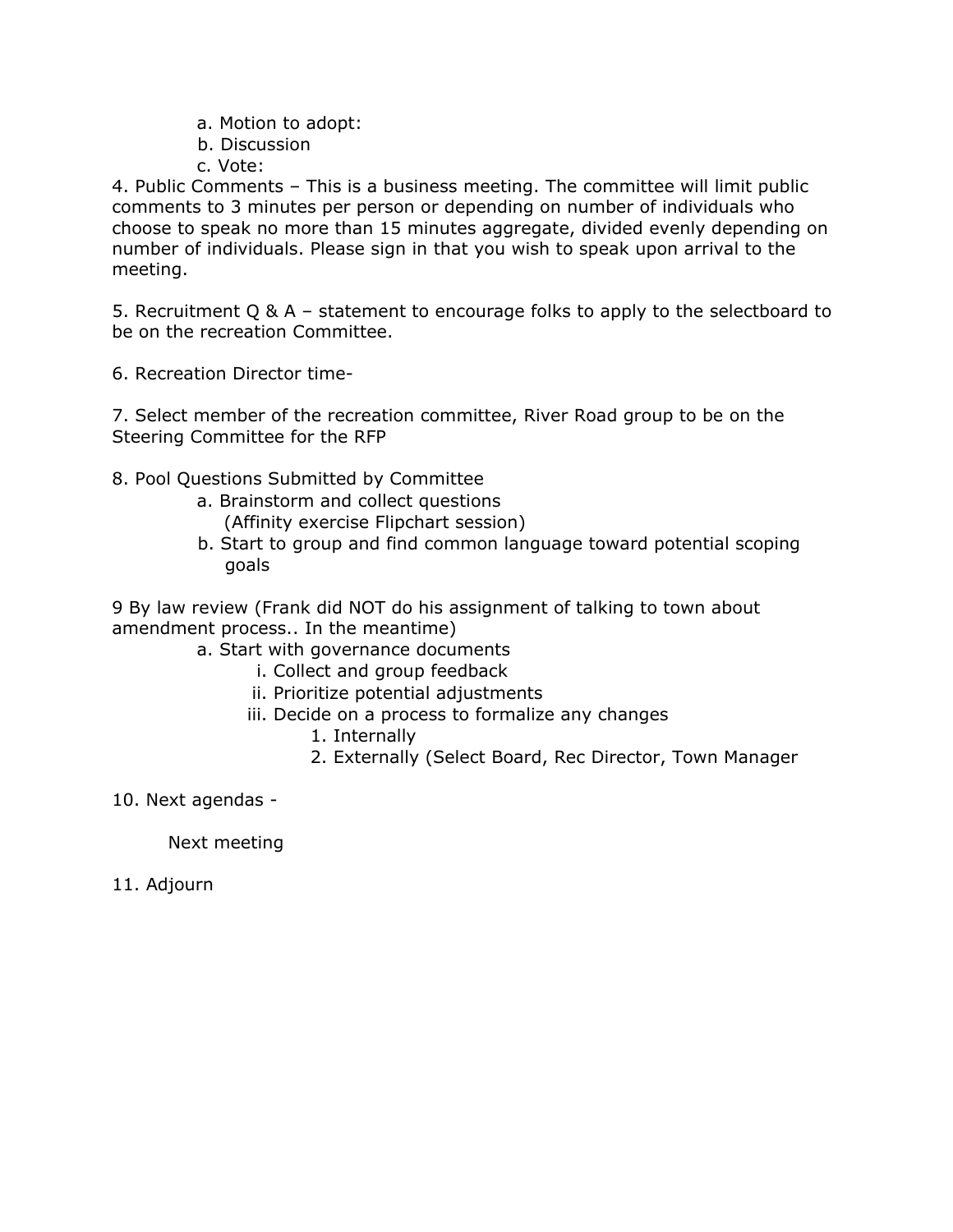a. Motion to adopt:
   b. Discussion
   c. Vote:

4. Public Comments – This is a business meeting. The committee will limit public comments to 3 minutes per person or depending on number of individuals who choose to speak no more than 15 minutes aggregate, divided evenly depending on number of individuals. Please sign in that you wish to speak upon arrival to the meeting.

5. Recruitment Q & A – statement to encourage folks to apply to the selectboard to be on the recreation Committee.

6. Recreation Director time-

7. Select member of the recreation committee, River Road group to be on the Steering Committee for the RFP

8. Pool Questions Submitted by Committee
   a. Brainstorm and collect questions
      (Affinity exercise Flipchart session)
   b. Start to group and find common language toward potential scoping goals

9 By law review (Frank did NOT do his assignment of talking to town about amendment process.. In the meantime)
   a. Start with governance documents
      i. Collect and group feedback
      ii. Prioritize potential adjustments
      iii. Decide on a process to formalize any changes
         1. Internally
         2. Externally (Select Board, Rec Director, Town Manager

10. Next agendas -

   Next meeting

11. Adjourn